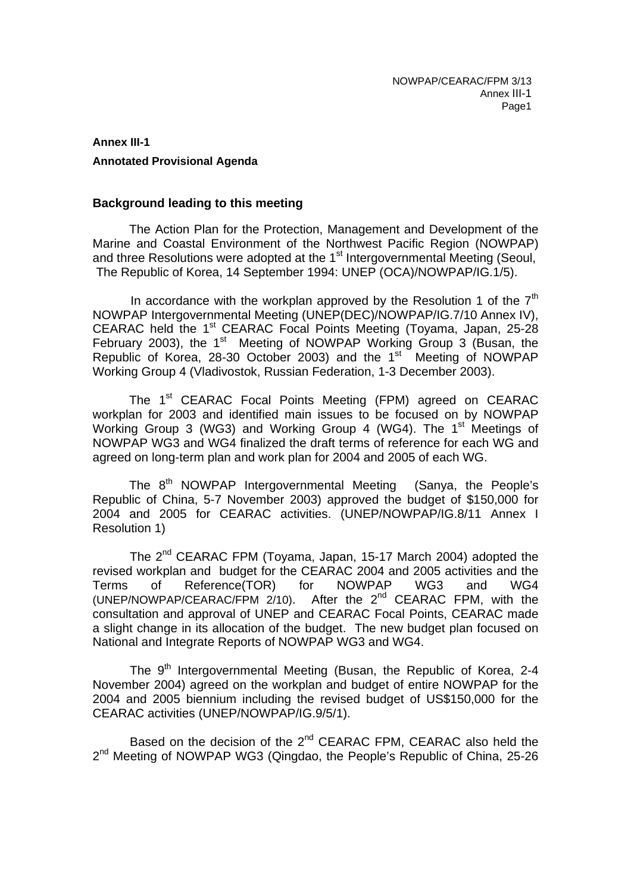**Annex III-1**

**Annotated Provisional Agenda**

## Background leading to this meeting

The Action Plan for the Protection, Management and Development of the Marine and Coastal Environment of the Northwest Pacific Region (NOWPAP) and three Resolutions were adopted at the 1st Intergovernmental Meeting (Seoul, The Republic of Korea, 14 September 1994: UNEP (OCA)/NOWPAP/IG.1/5).

In accordance with the workplan approved by the Resolution 1 of the 7th NOWPAP Intergovernmental Meeting (UNEP(DEC)/NOWPAP/IG.7/10 Annex IV), CEARAC held the 1st CEARAC Focal Points Meeting (Toyama, Japan, 25-28 February 2003), the 1st Meeting of NOWPAP Working Group 3 (Busan, the Republic of Korea, 28-30 October 2003) and the 1st Meeting of NOWPAP Working Group 4 (Vladivostok, Russian Federation, 1-3 December 2003).

The 1st CEARAC Focal Points Meeting (FPM) agreed on CEARAC workplan for 2003 and identified main issues to be focused on by NOWPAP Working Group 3 (WG3) and Working Group 4 (WG4). The 1st Meetings of NOWPAP WG3 and WG4 finalized the draft terms of reference for each WG and agreed on long-term plan and work plan for 2004 and 2005 of each WG.

The 8th NOWPAP Intergovernmental Meeting (Sanya, the People's Republic of China, 5-7 November 2003) approved the budget of $150,000 for 2004 and 2005 for CEARAC activities. (UNEP/NOWPAP/IG.8/11 Annex I Resolution 1)

The 2nd CEARAC FPM (Toyama, Japan, 15-17 March 2004) adopted the revised workplan and budget for the CEARAC 2004 and 2005 activities and the Terms of Reference(TOR) for NOWPAP WG3 and WG4 (UNEP/NOWPAP/CEARAC/FPM 2/10). After the 2nd CEARAC FPM, with the consultation and approval of UNEP and CEARAC Focal Points, CEARAC made a slight change in its allocation of the budget. The new budget plan focused on National and Integrate Reports of NOWPAP WG3 and WG4.

The 9th Intergovernmental Meeting (Busan, the Republic of Korea, 2-4 November 2004) agreed on the workplan and budget of entire NOWPAP for the 2004 and 2005 biennium including the revised budget of US$150,000 for the CEARAC activities (UNEP/NOWPAP/IG.9/5/1).

Based on the decision of the 2nd CEARAC FPM, CEARAC also held the 2nd Meeting of NOWPAP WG3 (Qingdao, the People's Republic of China, 25-26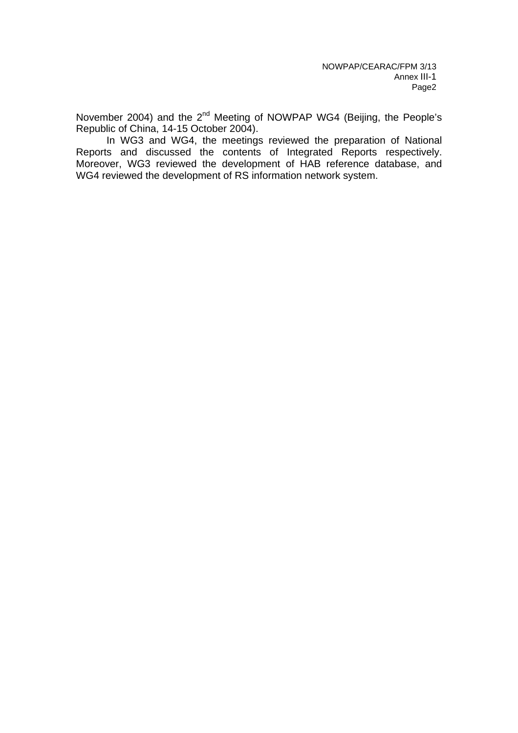November 2004) and the 2nd Meeting of NOWPAP WG4 (Beijing, the People's Republic of China, 14-15 October 2004).

In WG3 and WG4, the meetings reviewed the preparation of National Reports and discussed the contents of Integrated Reports respectively. Moreover, WG3 reviewed the development of HAB reference database, and WG4 reviewed the development of RS information network system.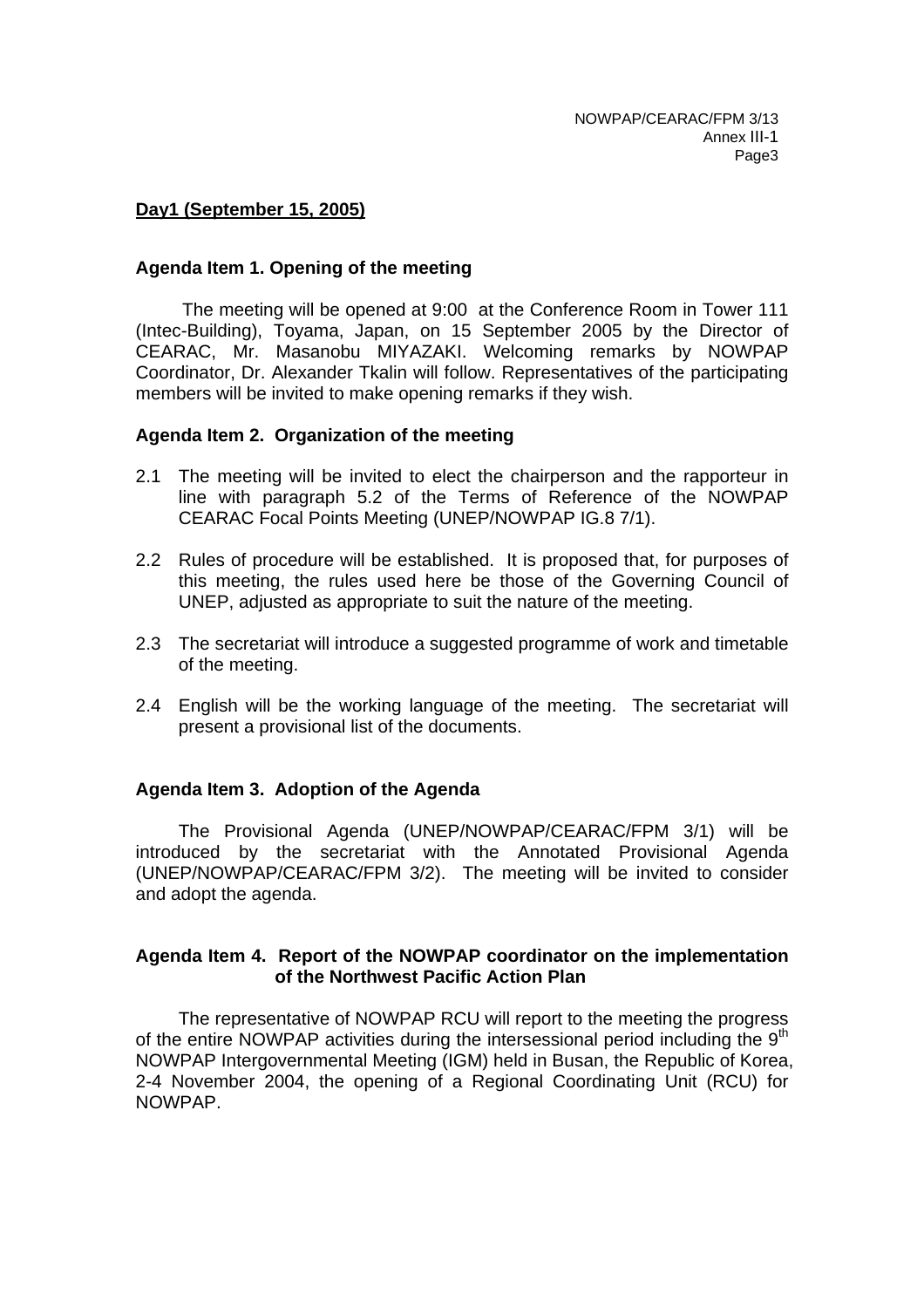**Day1 (September 15, 2005)**

**Agenda Item 1. Opening of the meeting**

The meeting will be opened at 9:00 at the Conference Room in Tower 111 (Intec-Building), Toyama, Japan, on 15 September 2005 by the Director of CEARAC, Mr. Masanobu MIYAZAKI. Welcoming remarks by NOWPAP Coordinator, Dr. Alexander Tkalin will follow. Representatives of the participating members will be invited to make opening remarks if they wish.

**Agenda Item 2. Organization of the meeting**

2.1 The meeting will be invited to elect the chairperson and the rapporteur in line with paragraph 5.2 of the Terms of Reference of the NOWPAP CEARAC Focal Points Meeting (UNEP/NOWPAP IG.8 7/1).

2.2 Rules of procedure will be established. It is proposed that, for purposes of this meeting, the rules used here be those of the Governing Council of UNEP, adjusted as appropriate to suit the nature of the meeting.

2.3 The secretariat will introduce a suggested programme of work and timetable of the meeting.

2.4 English will be the working language of the meeting. The secretariat will present a provisional list of the documents.

**Agenda Item 3. Adoption of the Agenda**

The Provisional Agenda (UNEP/NOWPAP/CEARAC/FPM 3/1) will be introduced by the secretariat with the Annotated Provisional Agenda (UNEP/NOWPAP/CEARAC/FPM 3/2). The meeting will be invited to consider and adopt the agenda.

**Agenda Item 4. Report of the NOWPAP coordinator on the implementation of the Northwest Pacific Action Plan**

The representative of NOWPAP RCU will report to the meeting the progress of the entire NOWPAP activities during the intersessional period including the 9th NOWPAP Intergovernmental Meeting (IGM) held in Busan, the Republic of Korea, 2-4 November 2004, the opening of a Regional Coordinating Unit (RCU) for NOWPAP.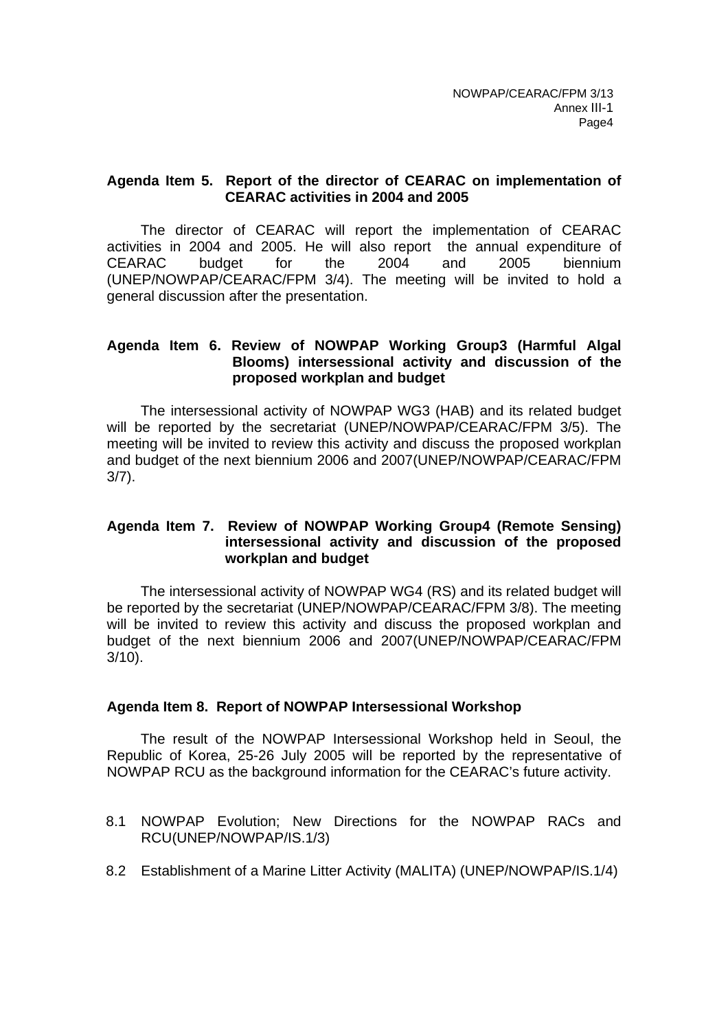## Agenda Item 5. Report of the director of CEARAC on implementation of CEARAC activities in 2004 and 2005

The director of CEARAC will report the implementation of CEARAC activities in 2004 and 2005. He will also report the annual expenditure of CEARAC budget for the 2004 and 2005 biennium (UNEP/NOWPAP/CEARAC/FPM 3/4). The meeting will be invited to hold a general discussion after the presentation.

## Agenda Item 6. Review of NOWPAP Working Group3 (Harmful Algal Blooms) intersessional activity and discussion of the proposed workplan and budget

The intersessional activity of NOWPAP WG3 (HAB) and its related budget will be reported by the secretariat (UNEP/NOWPAP/CEARAC/FPM 3/5). The meeting will be invited to review this activity and discuss the proposed workplan and budget of the next biennium 2006 and 2007(UNEP/NOWPAP/CEARAC/FPM 3/7).

## Agenda Item 7. Review of NOWPAP Working Group4 (Remote Sensing) intersessional activity and discussion of the proposed workplan and budget

The intersessional activity of NOWPAP WG4 (RS) and its related budget will be reported by the secretariat (UNEP/NOWPAP/CEARAC/FPM 3/8). The meeting will be invited to review this activity and discuss the proposed workplan and budget of the next biennium 2006 and 2007(UNEP/NOWPAP/CEARAC/FPM 3/10).

## Agenda Item 8. Report of NOWPAP Intersessional Workshop

The result of the NOWPAP Intersessional Workshop held in Seoul, the Republic of Korea, 25-26 July 2005 will be reported by the representative of NOWPAP RCU as the background information for the CEARAC's future activity.

8.1 NOWPAP Evolution; New Directions for the NOWPAP RACs and RCU(UNEP/NOWPAP/IS.1/3)

8.2 Establishment of a Marine Litter Activity (MALITA) (UNEP/NOWPAP/IS.1/4)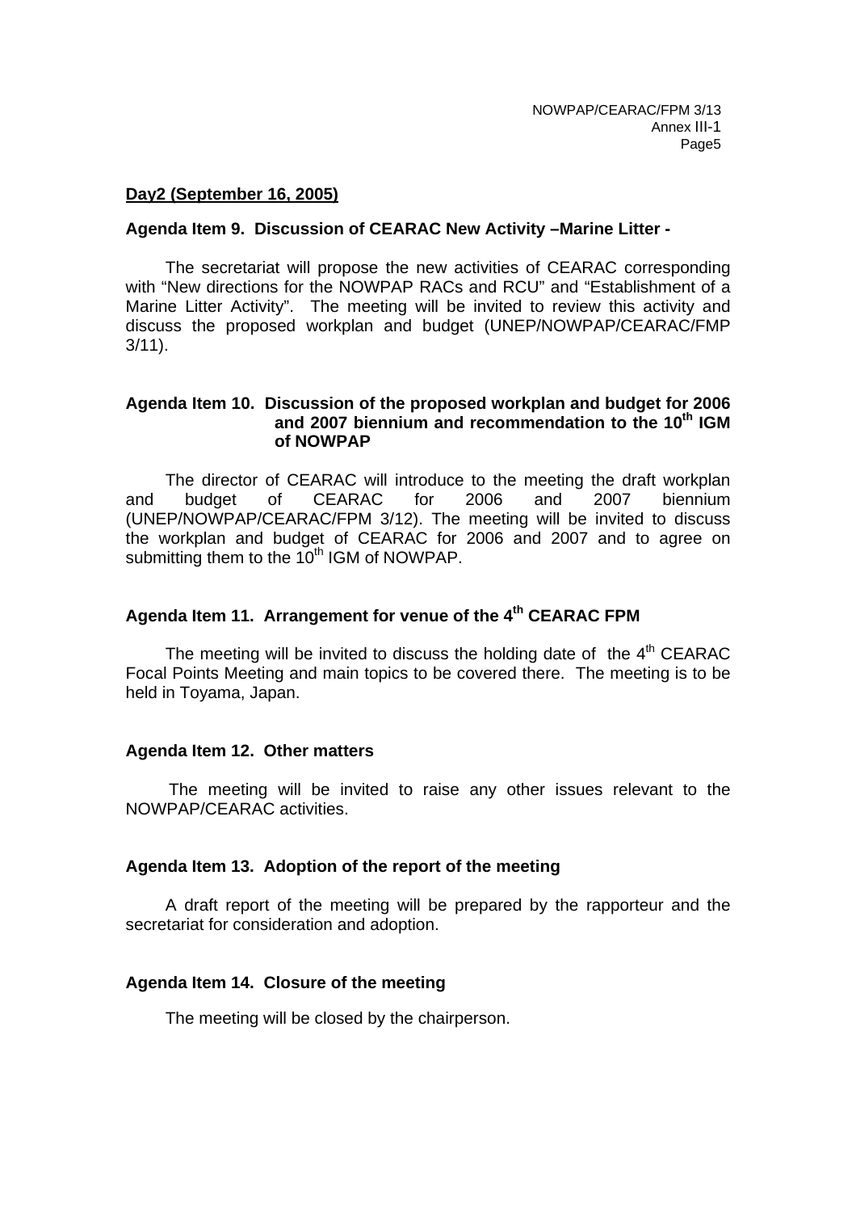**Day2 (September 16, 2005)**

**Agenda Item 9. Discussion of CEARAC New Activity –Marine Litter -**

The secretariat will propose the new activities of CEARAC corresponding with "New directions for the NOWPAP RACs and RCU" and "Establishment of a Marine Litter Activity". The meeting will be invited to review this activity and discuss the proposed workplan and budget (UNEP/NOWPAP/CEARAC/FMP 3/11).

**Agenda Item 10. Discussion of the proposed workplan and budget for 2006 and 2007 biennium and recommendation to the 10th IGM of NOWPAP**

The director of CEARAC will introduce to the meeting the draft workplan and budget of CEARAC for 2006 and 2007 biennium (UNEP/NOWPAP/CEARAC/FPM 3/12). The meeting will be invited to discuss the workplan and budget of CEARAC for 2006 and 2007 and to agree on submitting them to the 10th IGM of NOWPAP.

**Agenda Item 11. Arrangement for venue of the 4th CEARAC FPM**

The meeting will be invited to discuss the holding date of the 4th CEARAC Focal Points Meeting and main topics to be covered there. The meeting is to be held in Toyama, Japan.

**Agenda Item 12. Other matters**

The meeting will be invited to raise any other issues relevant to the NOWPAP/CEARAC activities.

**Agenda Item 13. Adoption of the report of the meeting**

A draft report of the meeting will be prepared by the rapporteur and the secretariat for consideration and adoption.

**Agenda Item 14. Closure of the meeting**

The meeting will be closed by the chairperson.